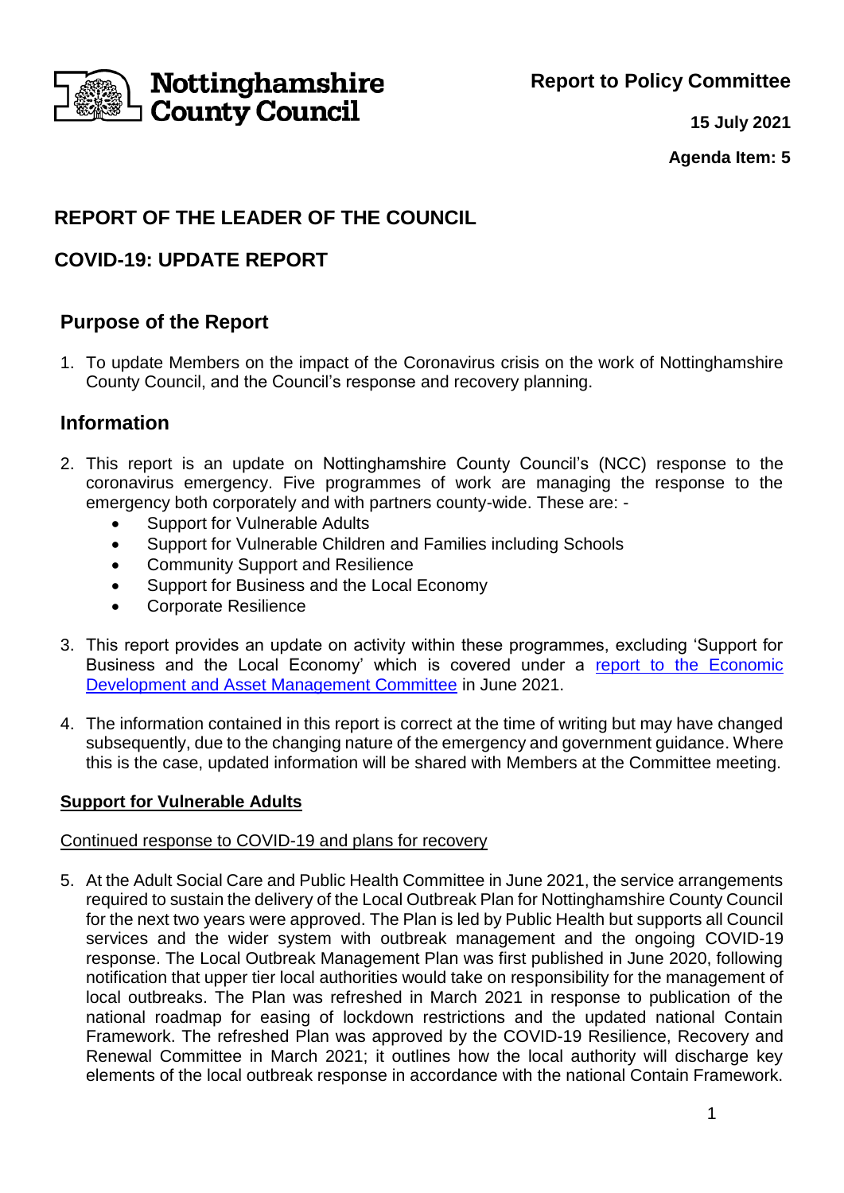Nottinghamshire County Council

**Report to Policy Committee**

**15 July 2021**

**Agenda Item: 5**

## REPORT OF THE LEADER OF THE COUNCIL

## COVID-19: UPDATE REPORT

## Purpose of the Report

1. To update Members on the impact of the Coronavirus crisis on the work of Nottinghamshire County Council, and the Council's response and recovery planning.

## Information

2. This report is an update on Nottinghamshire County Council's (NCC) response to the coronavirus emergency. Five programmes of work are managing the response to the emergency both corporately and with partners county-wide. These are: -
    - Support for Vulnerable Adults
    - Support for Vulnerable Children and Families including Schools
    - Community Support and Resilience
    - Support for Business and the Local Economy
    - Corporate Resilience

3. This report provides an update on activity within these programmes, excluding 'Support for Business and the Local Economy' which is covered under a report to the Economic Development and Asset Management Committee in June 2021.

4. The information contained in this report is correct at the time of writing but may have changed subsequently, due to the changing nature of the emergency and government guidance. Where this is the case, updated information will be shared with Members at the Committee meeting.

### Support for Vulnerable Adults

#### Continued response to COVID-19 and plans for recovery

5. At the Adult Social Care and Public Health Committee in June 2021, the service arrangements required to sustain the delivery of the Local Outbreak Plan for Nottinghamshire County Council for the next two years were approved. The Plan is led by Public Health but supports all Council services and the wider system with outbreak management and the ongoing COVID-19 response. The Local Outbreak Management Plan was first published in June 2020, following notification that upper tier local authorities would take on responsibility for the management of local outbreaks. The Plan was refreshed in March 2021 in response to publication of the national roadmap for easing of lockdown restrictions and the updated national Contain Framework. The refreshed Plan was approved by the COVID-19 Resilience, Recovery and Renewal Committee in March 2021; it outlines how the local authority will discharge key elements of the local outbreak response in accordance with the national Contain Framework.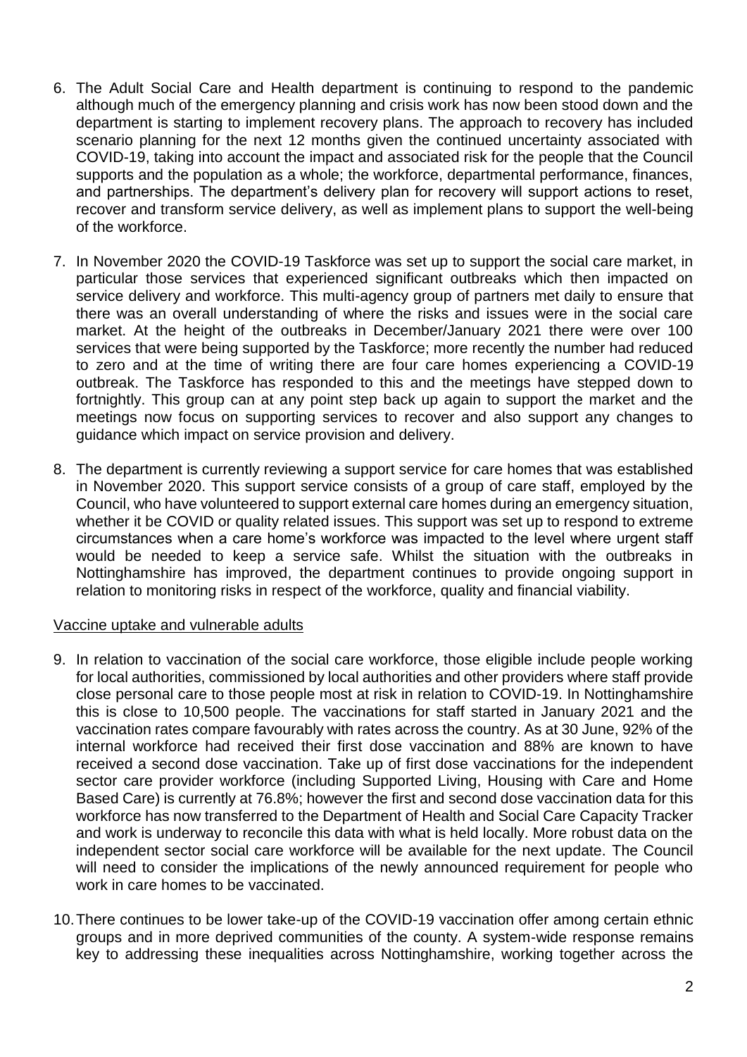6. The Adult Social Care and Health department is continuing to respond to the pandemic although much of the emergency planning and crisis work has now been stood down and the department is starting to implement recovery plans. The approach to recovery has included scenario planning for the next 12 months given the continued uncertainty associated with COVID-19, taking into account the impact and associated risk for the people that the Council supports and the population as a whole; the workforce, departmental performance, finances, and partnerships. The department's delivery plan for recovery will support actions to reset, recover and transform service delivery, as well as implement plans to support the well-being of the workforce.

7. In November 2020 the COVID-19 Taskforce was set up to support the social care market, in particular those services that experienced significant outbreaks which then impacted on service delivery and workforce. This multi-agency group of partners met daily to ensure that there was an overall understanding of where the risks and issues were in the social care market. At the height of the outbreaks in December/January 2021 there were over 100 services that were being supported by the Taskforce; more recently the number had reduced to zero and at the time of writing there are four care homes experiencing a COVID-19 outbreak. The Taskforce has responded to this and the meetings have stepped down to fortnightly. This group can at any point step back up again to support the market and the meetings now focus on supporting services to recover and also support any changes to guidance which impact on service provision and delivery.

8. The department is currently reviewing a support service for care homes that was established in November 2020. This support service consists of a group of care staff, employed by the Council, who have volunteered to support external care homes during an emergency situation, whether it be COVID or quality related issues. This support was set up to respond to extreme circumstances when a care home's workforce was impacted to the level where urgent staff would be needed to keep a service safe. Whilst the situation with the outbreaks in Nottinghamshire has improved, the department continues to provide ongoing support in relation to monitoring risks in respect of the workforce, quality and financial viability.

<u>Vaccine uptake and vulnerable adults</u>

9. In relation to vaccination of the social care workforce, those eligible include people working for local authorities, commissioned by local authorities and other providers where staff provide close personal care to those people most at risk in relation to COVID-19. In Nottinghamshire this is close to 10,500 people. The vaccinations for staff started in January 2021 and the vaccination rates compare favourably with rates across the country. As at 30 June, 92% of the internal workforce had received their first dose vaccination and 88% are known to have received a second dose vaccination. Take up of first dose vaccinations for the independent sector care provider workforce (including Supported Living, Housing with Care and Home Based Care) is currently at 76.8%; however the first and second dose vaccination data for this workforce has now transferred to the Department of Health and Social Care Capacity Tracker and work is underway to reconcile this data with what is held locally. More robust data on the independent sector social care workforce will be available for the next update. The Council will need to consider the implications of the newly announced requirement for people who work in care homes to be vaccinated.

10. There continues to be lower take-up of the COVID-19 vaccination offer among certain ethnic groups and in more deprived communities of the county. A system-wide response remains key to addressing these inequalities across Nottinghamshire, working together across the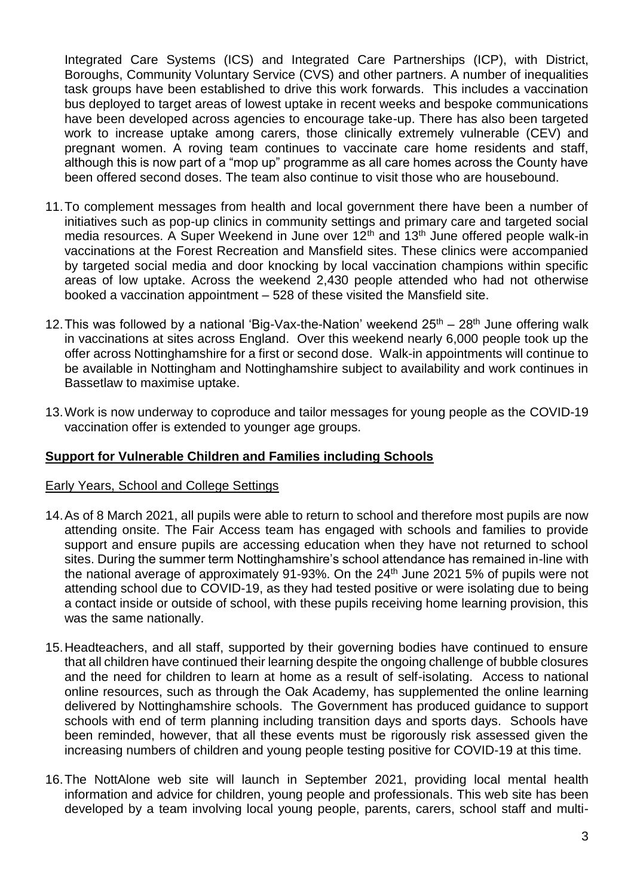Integrated Care Systems (ICS) and Integrated Care Partnerships (ICP), with District, Boroughs, Community Voluntary Service (CVS) and other partners. A number of inequalities task groups have been established to drive this work forwards. This includes a vaccination bus deployed to target areas of lowest uptake in recent weeks and bespoke communications have been developed across agencies to encourage take-up. There has also been targeted work to increase uptake among carers, those clinically extremely vulnerable (CEV) and pregnant women. A roving team continues to vaccinate care home residents and staff, although this is now part of a "mop up" programme as all care homes across the County have been offered second doses. The team also continue to visit those who are housebound.

11. To complement messages from health and local government there have been a number of initiatives such as pop-up clinics in community settings and primary care and targeted social media resources. A Super Weekend in June over 12th and 13th June offered people walk-in vaccinations at the Forest Recreation and Mansfield sites. These clinics were accompanied by targeted social media and door knocking by local vaccination champions within specific areas of low uptake. Across the weekend 2,430 people attended who had not otherwise booked a vaccination appointment – 528 of these visited the Mansfield site.

12. This was followed by a national 'Big-Vax-the-Nation' weekend 25th – 28th June offering walk in vaccinations at sites across England. Over this weekend nearly 6,000 people took up the offer across Nottinghamshire for a first or second dose. Walk-in appointments will continue to be available in Nottingham and Nottinghamshire subject to availability and work continues in Bassetlaw to maximise uptake.

13. Work is now underway to coproduce and tailor messages for young people as the COVID-19 vaccination offer is extended to younger age groups.

## Support for Vulnerable Children and Families including Schools

### Early Years, School and College Settings

14. As of 8 March 2021, all pupils were able to return to school and therefore most pupils are now attending onsite. The Fair Access team has engaged with schools and families to provide support and ensure pupils are accessing education when they have not returned to school sites. During the summer term Nottinghamshire's school attendance has remained in-line with the national average of approximately 91-93%. On the 24th June 2021 5% of pupils were not attending school due to COVID-19, as they had tested positive or were isolating due to being a contact inside or outside of school, with these pupils receiving home learning provision, this was the same nationally.

15. Headteachers, and all staff, supported by their governing bodies have continued to ensure that all children have continued their learning despite the ongoing challenge of bubble closures and the need for children to learn at home as a result of self-isolating. Access to national online resources, such as through the Oak Academy, has supplemented the online learning delivered by Nottinghamshire schools. The Government has produced guidance to support schools with end of term planning including transition days and sports days. Schools have been reminded, however, that all these events must be rigorously risk assessed given the increasing numbers of children and young people testing positive for COVID-19 at this time.

16. The NottAlone web site will launch in September 2021, providing local mental health information and advice for children, young people and professionals. This web site has been developed by a team involving local young people, parents, carers, school staff and multi-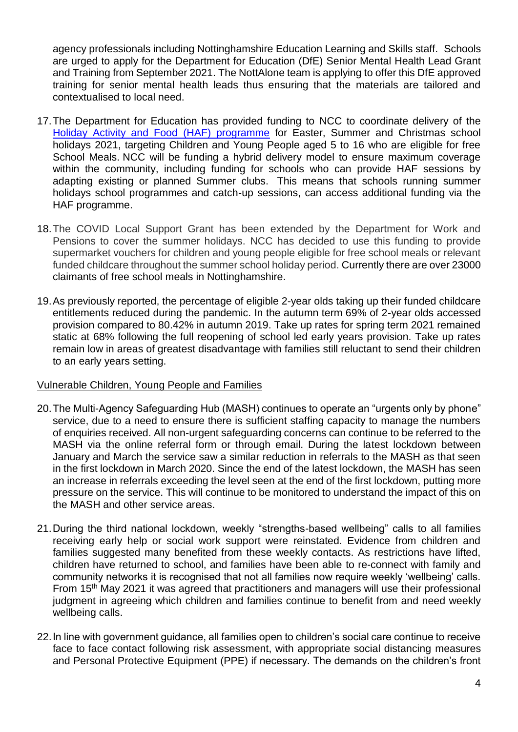agency professionals including Nottinghamshire Education Learning and Skills staff. Schools are urged to apply for the Department for Education (DfE) Senior Mental Health Lead Grant and Training from September 2021. The NottAlone team is applying to offer this DfE approved training for senior mental health leads thus ensuring that the materials are tailored and contextualised to local need.

17. The Department for Education has provided funding to NCC to coordinate delivery of the Holiday Activity and Food (HAF) programme for Easter, Summer and Christmas school holidays 2021, targeting Children and Young People aged 5 to 16 who are eligible for free School Meals. NCC will be funding a hybrid delivery model to ensure maximum coverage within the community, including funding for schools who can provide HAF sessions by adapting existing or planned Summer clubs. This means that schools running summer holidays school programmes and catch-up sessions, can access additional funding via the HAF programme.

18. The COVID Local Support Grant has been extended by the Department for Work and Pensions to cover the summer holidays. NCC has decided to use this funding to provide supermarket vouchers for children and young people eligible for free school meals or relevant funded childcare throughout the summer school holiday period. Currently there are over 23000 claimants of free school meals in Nottinghamshire.

19. As previously reported, the percentage of eligible 2-year olds taking up their funded childcare entitlements reduced during the pandemic. In the autumn term 69% of 2-year olds accessed provision compared to 80.42% in autumn 2019. Take up rates for spring term 2021 remained static at 68% following the full reopening of school led early years provision. Take up rates remain low in areas of greatest disadvantage with families still reluctant to send their children to an early years setting.

## Vulnerable Children, Young People and Families

20. The Multi-Agency Safeguarding Hub (MASH) continues to operate an "urgents only by phone" service, due to a need to ensure there is sufficient staffing capacity to manage the numbers of enquiries received. All non-urgent safeguarding concerns can continue to be referred to the MASH via the online referral form or through email. During the latest lockdown between January and March the service saw a similar reduction in referrals to the MASH as that seen in the first lockdown in March 2020. Since the end of the latest lockdown, the MASH has seen an increase in referrals exceeding the level seen at the end of the first lockdown, putting more pressure on the service. This will continue to be monitored to understand the impact of this on the MASH and other service areas.

21. During the third national lockdown, weekly "strengths-based wellbeing" calls to all families receiving early help or social work support were reinstated. Evidence from children and families suggested many benefited from these weekly contacts. As restrictions have lifted, children have returned to school, and families have been able to re-connect with family and community networks it is recognised that not all families now require weekly 'wellbeing' calls. From 15th May 2021 it was agreed that practitioners and managers will use their professional judgment in agreeing which children and families continue to benefit from and need weekly wellbeing calls.

22. In line with government guidance, all families open to children's social care continue to receive face to face contact following risk assessment, with appropriate social distancing measures and Personal Protective Equipment (PPE) if necessary. The demands on the children's front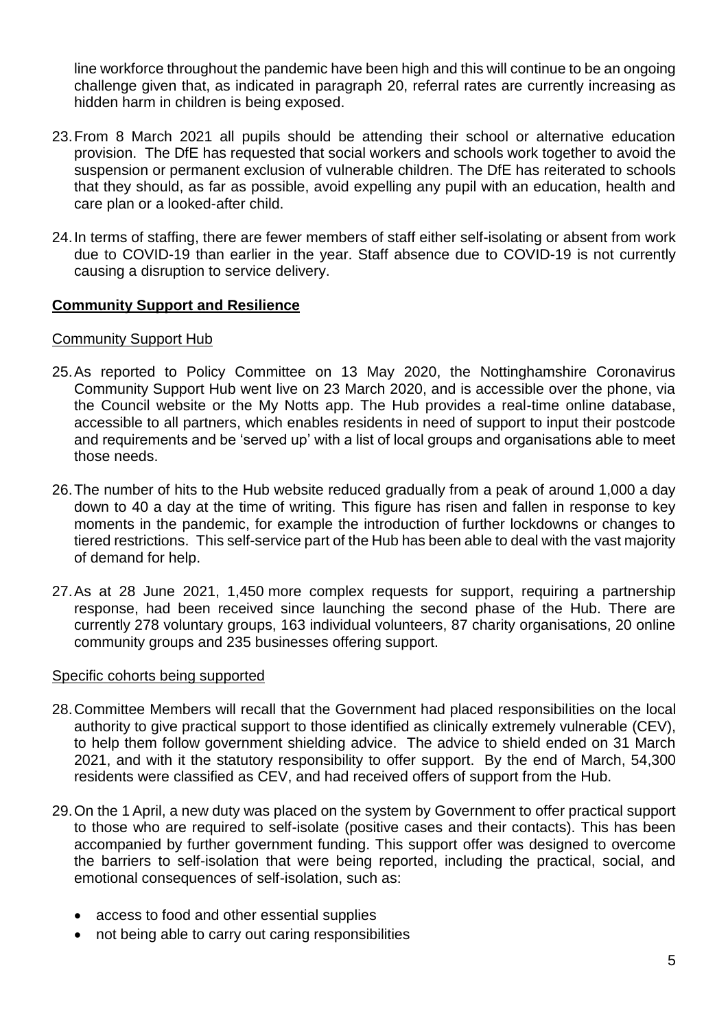line workforce throughout the pandemic have been high and this will continue to be an ongoing challenge given that, as indicated in paragraph 20, referral rates are currently increasing as hidden harm in children is being exposed.

23. From 8 March 2021 all pupils should be attending their school or alternative education provision. The DfE has requested that social workers and schools work together to avoid the suspension or permanent exclusion of vulnerable children. The DfE has reiterated to schools that they should, as far as possible, avoid expelling any pupil with an education, health and care plan or a looked-after child.

24. In terms of staffing, there are fewer members of staff either self-isolating or absent from work due to COVID-19 than earlier in the year. Staff absence due to COVID-19 is not currently causing a disruption to service delivery.

## Community Support and Resilience

### Community Support Hub

25. As reported to Policy Committee on 13 May 2020, the Nottinghamshire Coronavirus Community Support Hub went live on 23 March 2020, and is accessible over the phone, via the Council website or the My Notts app. The Hub provides a real-time online database, accessible to all partners, which enables residents in need of support to input their postcode and requirements and be 'served up' with a list of local groups and organisations able to meet those needs.

26. The number of hits to the Hub website reduced gradually from a peak of around 1,000 a day down to 40 a day at the time of writing. This figure has risen and fallen in response to key moments in the pandemic, for example the introduction of further lockdowns or changes to tiered restrictions. This self-service part of the Hub has been able to deal with the vast majority of demand for help.

27. As at 28 June 2021, 1,450 more complex requests for support, requiring a partnership response, had been received since launching the second phase of the Hub. There are currently 278 voluntary groups, 163 individual volunteers, 87 charity organisations, 20 online community groups and 235 businesses offering support.

### Specific cohorts being supported

28. Committee Members will recall that the Government had placed responsibilities on the local authority to give practical support to those identified as clinically extremely vulnerable (CEV), to help them follow government shielding advice. The advice to shield ended on 31 March 2021, and with it the statutory responsibility to offer support. By the end of March, 54,300 residents were classified as CEV, and had received offers of support from the Hub.

29. On the 1 April, a new duty was placed on the system by Government to offer practical support to those who are required to self-isolate (positive cases and their contacts). This has been accompanied by further government funding. This support offer was designed to overcome the barriers to self-isolation that were being reported, including the practical, social, and emotional consequences of self-isolation, such as:

    - access to food and other essential supplies
    - not being able to carry out caring responsibilities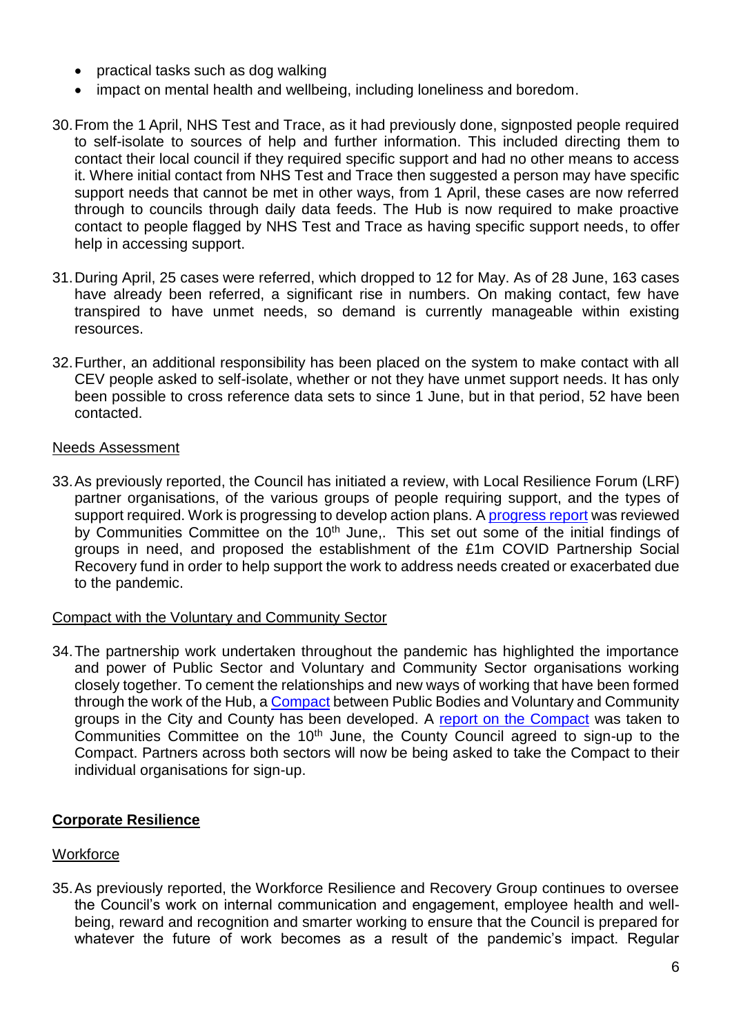- practical tasks such as dog walking
- impact on mental health and wellbeing, including loneliness and boredom.

30. From the 1 April, NHS Test and Trace, as it had previously done, signposted people required to self-isolate to sources of help and further information. This included directing them to contact their local council if they required specific support and had no other means to access it. Where initial contact from NHS Test and Trace then suggested a person may have specific support needs that cannot be met in other ways, from 1 April, these cases are now referred through to councils through daily data feeds. The Hub is now required to make proactive contact to people flagged by NHS Test and Trace as having specific support needs, to offer help in accessing support.

31. During April, 25 cases were referred, which dropped to 12 for May. As of 28 June, 163 cases have already been referred, a significant rise in numbers. On making contact, few have transpired to have unmet needs, so demand is currently manageable within existing resources.

32. Further, an additional responsibility has been placed on the system to make contact with all CEV people asked to self-isolate, whether or not they have unmet support needs. It has only been possible to cross reference data sets to since 1 June, but in that period, 52 have been contacted.

<u>Needs Assessment</u>

33. As previously reported, the Council has initiated a review, with Local Resilience Forum (LRF) partner organisations, of the various groups of people requiring support, and the types of support required. Work is progressing to develop action plans. A progress report was reviewed by Communities Committee on the 10th June,. This set out some of the initial findings of groups in need, and proposed the establishment of the £1m COVID Partnership Social Recovery fund in order to help support the work to address needs created or exacerbated due to the pandemic.

<u>Compact with the Voluntary and Community Sector</u>

34. The partnership work undertaken throughout the pandemic has highlighted the importance and power of Public Sector and Voluntary and Community Sector organisations working closely together. To cement the relationships and new ways of working that have been formed through the work of the Hub, a Compact between Public Bodies and Voluntary and Community groups in the City and County has been developed. A report on the Compact was taken to Communities Committee on the 10th June, the County Council agreed to sign-up to the Compact. Partners across both sectors will now be being asked to take the Compact to their individual organisations for sign-up.

## Corporate Resilience

<u>Workforce</u>

35. As previously reported, the Workforce Resilience and Recovery Group continues to oversee the Council's work on internal communication and engagement, employee health and well-being, reward and recognition and smarter working to ensure that the Council is prepared for whatever the future of work becomes as a result of the pandemic's impact. Regular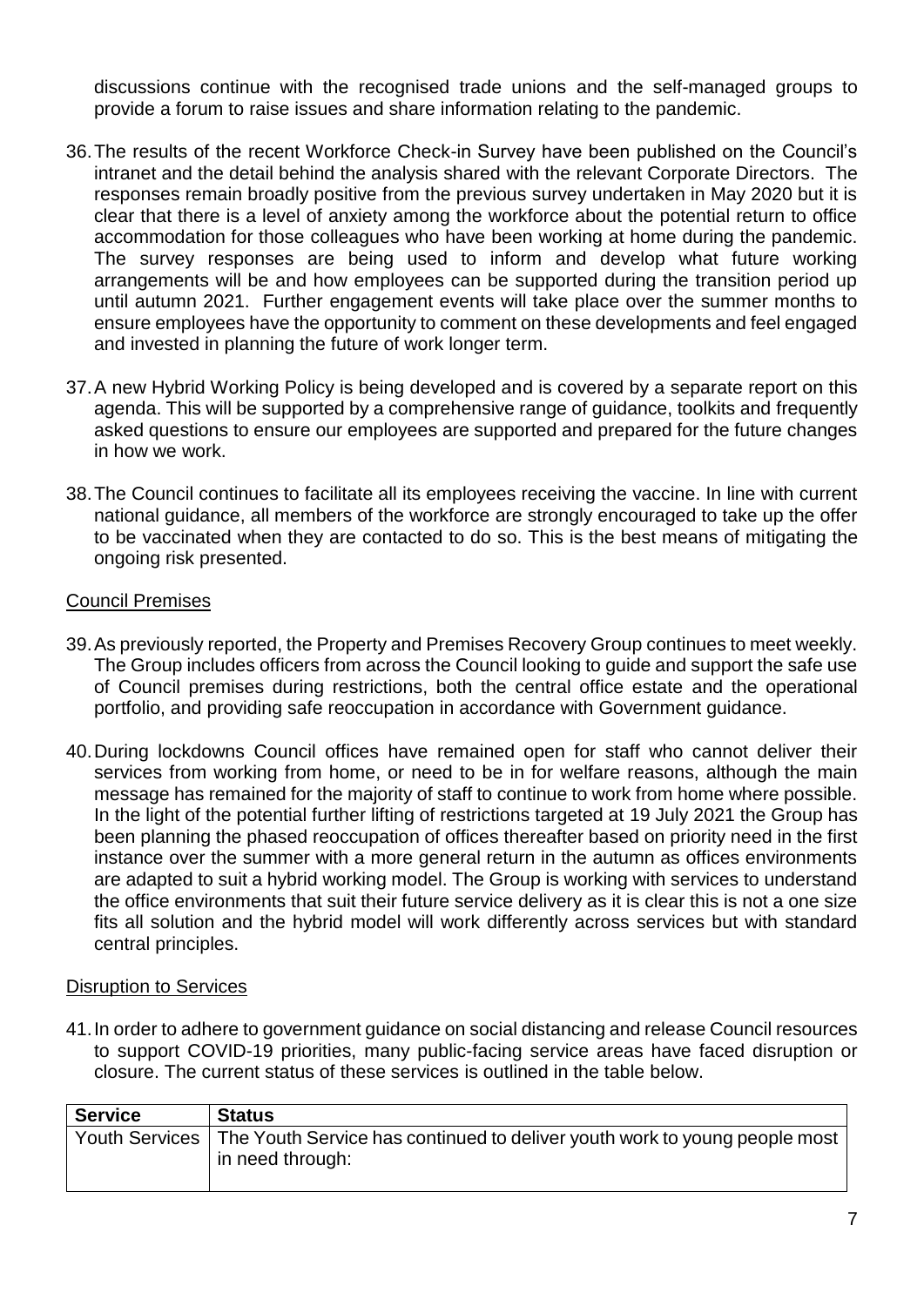discussions continue with the recognised trade unions and the self-managed groups to provide a forum to raise issues and share information relating to the pandemic.

36. The results of the recent Workforce Check-in Survey have been published on the Council's intranet and the detail behind the analysis shared with the relevant Corporate Directors. The responses remain broadly positive from the previous survey undertaken in May 2020 but it is clear that there is a level of anxiety among the workforce about the potential return to office accommodation for those colleagues who have been working at home during the pandemic. The survey responses are being used to inform and develop what future working arrangements will be and how employees can be supported during the transition period up until autumn 2021. Further engagement events will take place over the summer months to ensure employees have the opportunity to comment on these developments and feel engaged and invested in planning the future of work longer term.

37. A new Hybrid Working Policy is being developed and is covered by a separate report on this agenda. This will be supported by a comprehensive range of guidance, toolkits and frequently asked questions to ensure our employees are supported and prepared for the future changes in how we work.

38. The Council continues to facilitate all its employees receiving the vaccine. In line with current national guidance, all members of the workforce are strongly encouraged to take up the offer to be vaccinated when they are contacted to do so. This is the best means of mitigating the ongoing risk presented.

Council Premises

39. As previously reported, the Property and Premises Recovery Group continues to meet weekly. The Group includes officers from across the Council looking to guide and support the safe use of Council premises during restrictions, both the central office estate and the operational portfolio, and providing safe reoccupation in accordance with Government guidance.

40. During lockdowns Council offices have remained open for staff who cannot deliver their services from working from home, or need to be in for welfare reasons, although the main message has remained for the majority of staff to continue to work from home where possible. In the light of the potential further lifting of restrictions targeted at 19 July 2021 the Group has been planning the phased reoccupation of offices thereafter based on priority need in the first instance over the summer with a more general return in the autumn as offices environments are adapted to suit a hybrid working model. The Group is working with services to understand the office environments that suit their future service delivery as it is clear this is not a one size fits all solution and the hybrid model will work differently across services but with standard central principles.

Disruption to Services

41. In order to adhere to government guidance on social distancing and release Council resources to support COVID-19 priorities, many public-facing service areas have faced disruption or closure. The current status of these services is outlined in the table below.

| Service | Status |
|---|---|
| Youth Services | The Youth Service has continued to deliver youth work to young people most in need through: |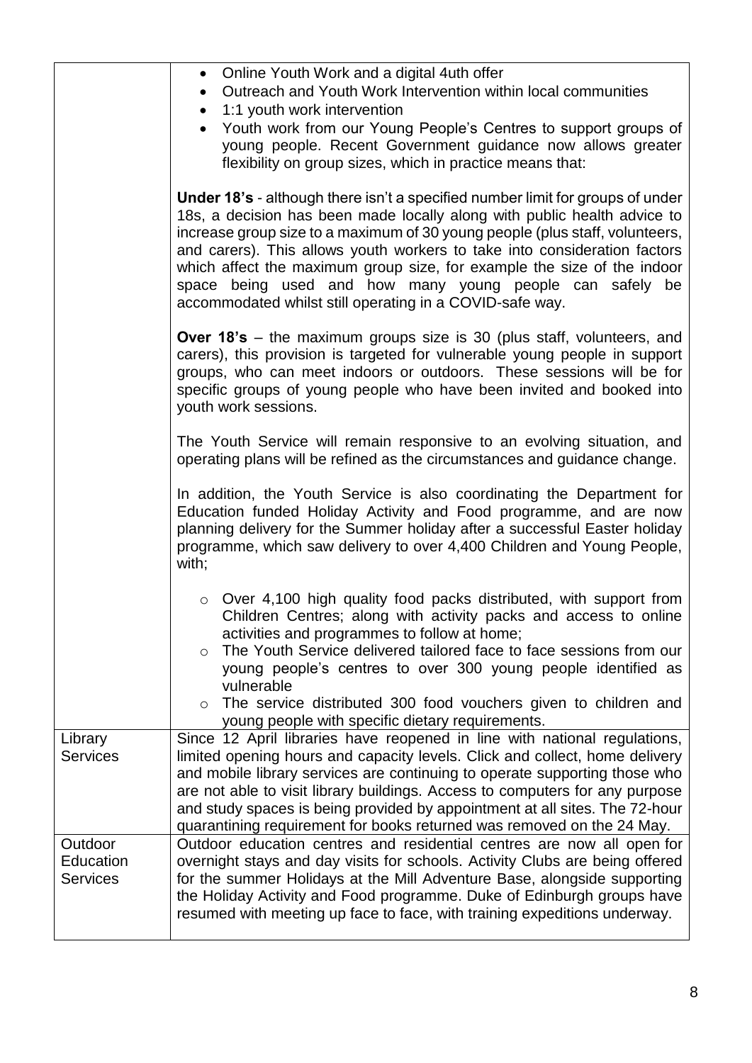| | |
|---|---|
| | • Online Youth Work and a digital 4uth offer<br>• Outreach and Youth Work Intervention within local communities<br>• 1:1 youth work intervention<br>• Youth work from our Young People's Centres to support groups of young people. Recent Government guidance now allows greater flexibility on group sizes, which in practice means that:<br><br>**Under 18's** - although there isn't a specified number limit for groups of under 18s, a decision has been made locally along with public health advice to increase group size to a maximum of 30 young people (plus staff, volunteers, and carers). This allows youth workers to take into consideration factors which affect the maximum group size, for example the size of the indoor space being used and how many young people can safely be accommodated whilst still operating in a COVID-safe way.<br><br>**Over 18's** – the maximum groups size is 30 (plus staff, volunteers, and carers), this provision is targeted for vulnerable young people in support groups, who can meet indoors or outdoors. These sessions will be for specific groups of young people who have been invited and booked into youth work sessions.<br><br>The Youth Service will remain responsive to an evolving situation, and operating plans will be refined as the circumstances and guidance change.<br><br>In addition, the Youth Service is also coordinating the Department for Education funded Holiday Activity and Food programme, and are now planning delivery for the Summer holiday after a successful Easter holiday programme, which saw delivery to over 4,400 Children and Young People, with;<br><br>○ Over 4,100 high quality food packs distributed, with support from Children Centres; along with activity packs and access to online activities and programmes to follow at home;<br>○ The Youth Service delivered tailored face to face sessions from our young people's centres to over 300 young people identified as vulnerable<br>○ The service distributed 300 food vouchers given to children and young people with specific dietary requirements. |
| Library Services | Since 12 April libraries have reopened in line with national regulations, limited opening hours and capacity levels. Click and collect, home delivery and mobile library services are continuing to operate supporting those who are not able to visit library buildings. Access to computers for any purpose and study spaces is being provided by appointment at all sites. The 72-hour quarantining requirement for books returned was removed on the 24 May. |
| Outdoor Education Services | Outdoor education centres and residential centres are now all open for overnight stays and day visits for schools. Activity Clubs are being offered for the summer Holidays at the Mill Adventure Base, alongside supporting the Holiday Activity and Food programme. Duke of Edinburgh groups have resumed with meeting up face to face, with training expeditions underway. |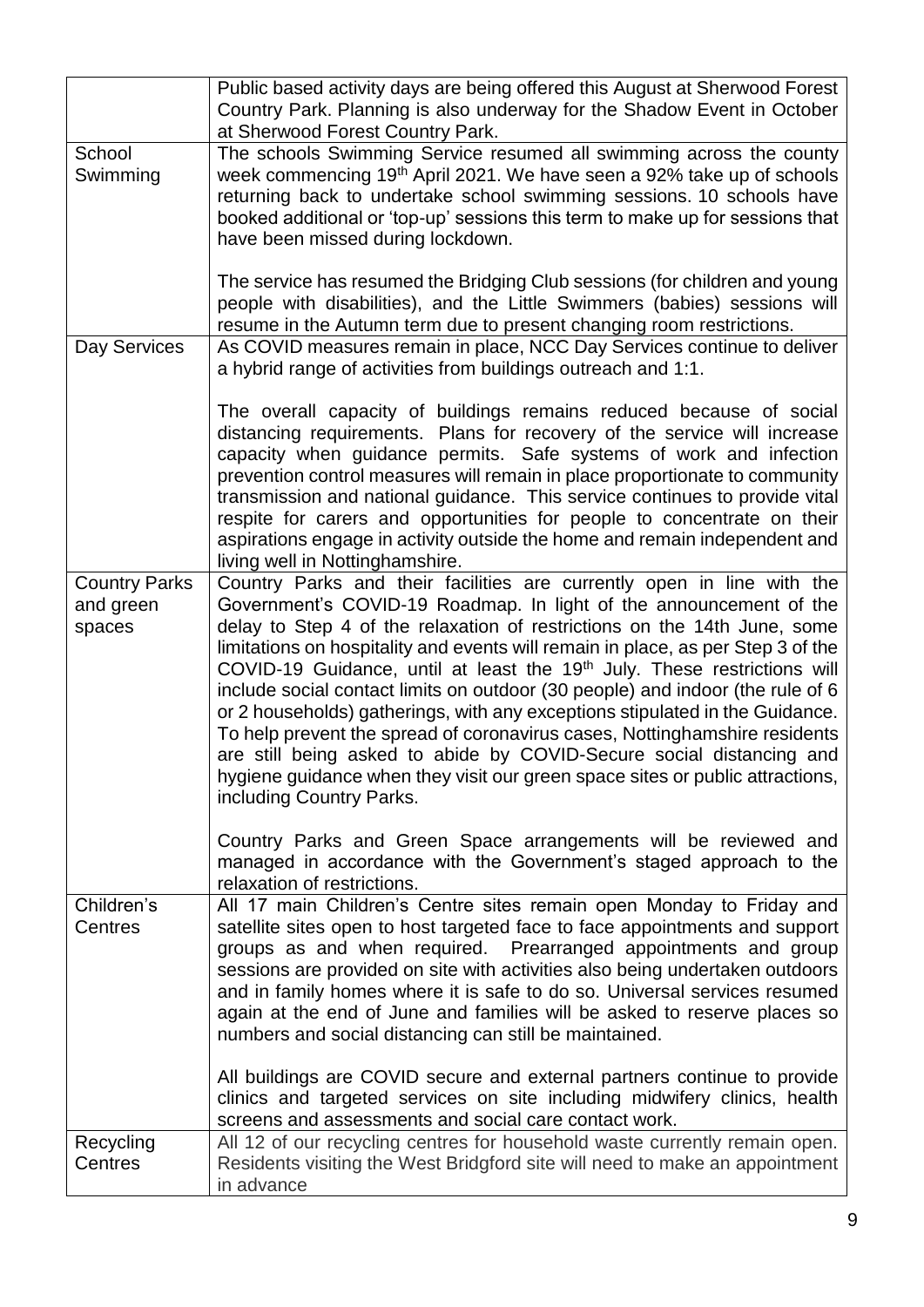| | |
|---|---|
| | Public based activity days are being offered this August at Sherwood Forest Country Park. Planning is also underway for the Shadow Event in October at Sherwood Forest Country Park. |
| School Swimming | The schools Swimming Service resumed all swimming across the county week commencing 19th April 2021. We have seen a 92% take up of schools returning back to undertake school swimming sessions. 10 schools have booked additional or 'top-up' sessions this term to make up for sessions that have been missed during lockdown.<br><br>The service has resumed the Bridging Club sessions (for children and young people with disabilities), and the Little Swimmers (babies) sessions will resume in the Autumn term due to present changing room restrictions. |
| Day Services | As COVID measures remain in place, NCC Day Services continue to deliver a hybrid range of activities from buildings outreach and 1:1.<br><br>The overall capacity of buildings remains reduced because of social distancing requirements. Plans for recovery of the service will increase capacity when guidance permits. Safe systems of work and infection prevention control measures will remain in place proportionate to community transmission and national guidance. This service continues to provide vital respite for carers and opportunities for people to concentrate on their aspirations engage in activity outside the home and remain independent and living well in Nottinghamshire. |
| Country Parks and green spaces | Country Parks and their facilities are currently open in line with the Government's COVID-19 Roadmap. In light of the announcement of the delay to Step 4 of the relaxation of restrictions on the 14th June, some limitations on hospitality and events will remain in place, as per Step 3 of the COVID-19 Guidance, until at least the 19th July. These restrictions will include social contact limits on outdoor (30 people) and indoor (the rule of 6 or 2 households) gatherings, with any exceptions stipulated in the Guidance. To help prevent the spread of coronavirus cases, Nottinghamshire residents are still being asked to abide by COVID-Secure social distancing and hygiene guidance when they visit our green space sites or public attractions, including Country Parks.<br><br>Country Parks and Green Space arrangements will be reviewed and managed in accordance with the Government's staged approach to the relaxation of restrictions. |
| Children's Centres | All 17 main Children's Centre sites remain open Monday to Friday and satellite sites open to host targeted face to face appointments and support groups as and when required. Prearranged appointments and group sessions are provided on site with activities also being undertaken outdoors and in family homes where it is safe to do so. Universal services resumed again at the end of June and families will be asked to reserve places so numbers and social distancing can still be maintained.<br><br>All buildings are COVID secure and external partners continue to provide clinics and targeted services on site including midwifery clinics, health screens and assessments and social care contact work. |
| Recycling Centres | All 12 of our recycling centres for household waste currently remain open. Residents visiting the West Bridgford site will need to make an appointment in advance |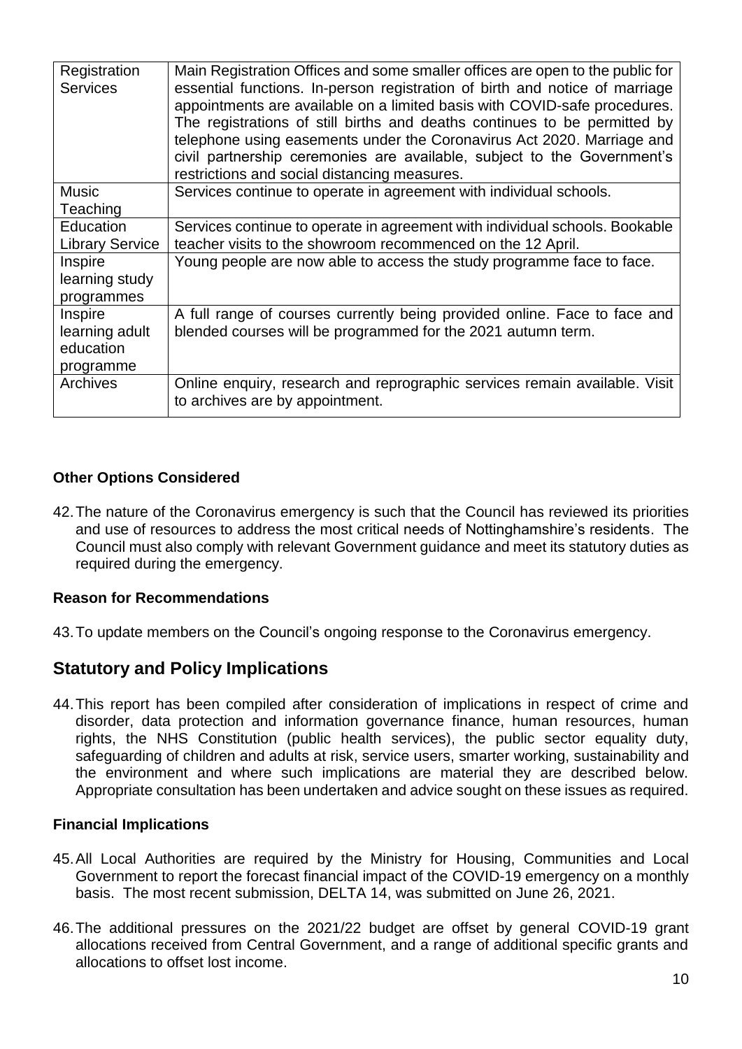| Registration Services | Main Registration Offices and some smaller offices are open to the public for essential functions. In-person registration of birth and notice of marriage appointments are available on a limited basis with COVID-safe procedures. The registrations of still births and deaths continues to be permitted by telephone using easements under the Coronavirus Act 2020. Marriage and civil partnership ceremonies are available, subject to the Government's restrictions and social distancing measures. |
|---|---|
| Music Teaching | Services continue to operate in agreement with individual schools. |
| Education Library Service | Services continue to operate in agreement with individual schools. Bookable teacher visits to the showroom recommenced on the 12 April. |
| Inspire learning study programmes | Young people are now able to access the study programme face to face. |
| Inspire learning adult education programme | A full range of courses currently being provided online. Face to face and blended courses will be programmed for the 2021 autumn term. |
| Archives | Online enquiry, research and reprographic services remain available. Visit to archives are by appointment. |

### Other Options Considered

42. The nature of the Coronavirus emergency is such that the Council has reviewed its priorities and use of resources to address the most critical needs of Nottinghamshire's residents. The Council must also comply with relevant Government guidance and meet its statutory duties as required during the emergency.

### Reason for Recommendations

43. To update members on the Council's ongoing response to the Coronavirus emergency.

## Statutory and Policy Implications

44. This report has been compiled after consideration of implications in respect of crime and disorder, data protection and information governance finance, human resources, human rights, the NHS Constitution (public health services), the public sector equality duty, safeguarding of children and adults at risk, service users, smarter working, sustainability and the environment and where such implications are material they are described below. Appropriate consultation has been undertaken and advice sought on these issues as required.

### Financial Implications

45. All Local Authorities are required by the Ministry for Housing, Communities and Local Government to report the forecast financial impact of the COVID-19 emergency on a monthly basis. The most recent submission, DELTA 14, was submitted on June 26, 2021.

46. The additional pressures on the 2021/22 budget are offset by general COVID-19 grant allocations received from Central Government, and a range of additional specific grants and allocations to offset lost income.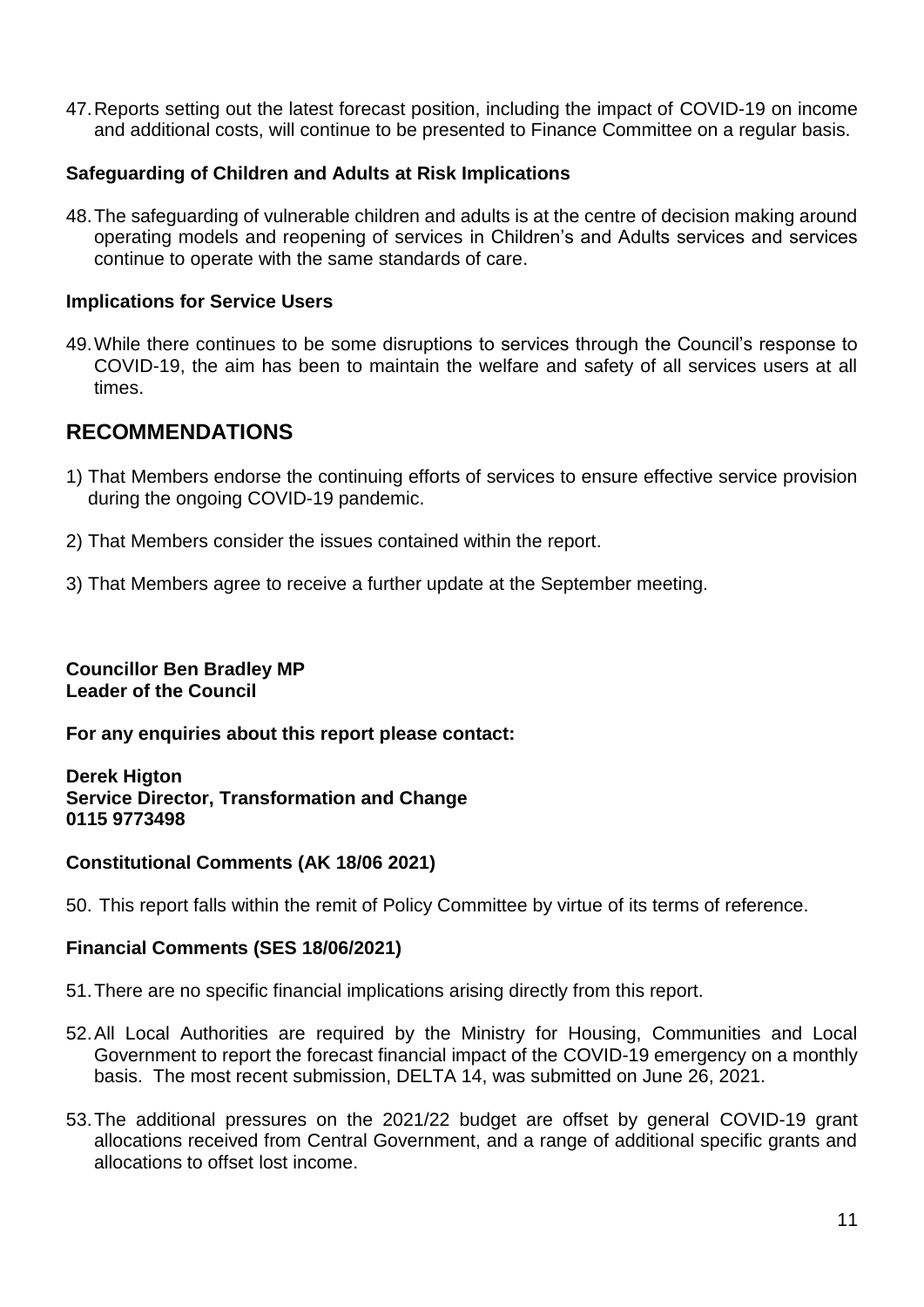47. Reports setting out the latest forecast position, including the impact of COVID-19 on income and additional costs, will continue to be presented to Finance Committee on a regular basis.

**Safeguarding of Children and Adults at Risk Implications**

48. The safeguarding of vulnerable children and adults is at the centre of decision making around operating models and reopening of services in Children's and Adults services and services continue to operate with the same standards of care.

**Implications for Service Users**

49. While there continues to be some disruptions to services through the Council's response to COVID-19, the aim has been to maintain the welfare and safety of all services users at all times.

## RECOMMENDATIONS

1) That Members endorse the continuing efforts of services to ensure effective service provision during the ongoing COVID-19 pandemic.

2) That Members consider the issues contained within the report.

3) That Members agree to receive a further update at the September meeting.

**Councillor Ben Bradley MP**
**Leader of the Council**

**For any enquiries about this report please contact:**

**Derek Higton**
**Service Director, Transformation and Change**
**0115 9773498**

**Constitutional Comments (AK 18/06 2021)**

50. This report falls within the remit of Policy Committee by virtue of its terms of reference.

**Financial Comments (SES 18/06/2021)**

51. There are no specific financial implications arising directly from this report.

52. All Local Authorities are required by the Ministry for Housing, Communities and Local Government to report the forecast financial impact of the COVID-19 emergency on a monthly basis. The most recent submission, DELTA 14, was submitted on June 26, 2021.

53. The additional pressures on the 2021/22 budget are offset by general COVID-19 grant allocations received from Central Government, and a range of additional specific grants and allocations to offset lost income.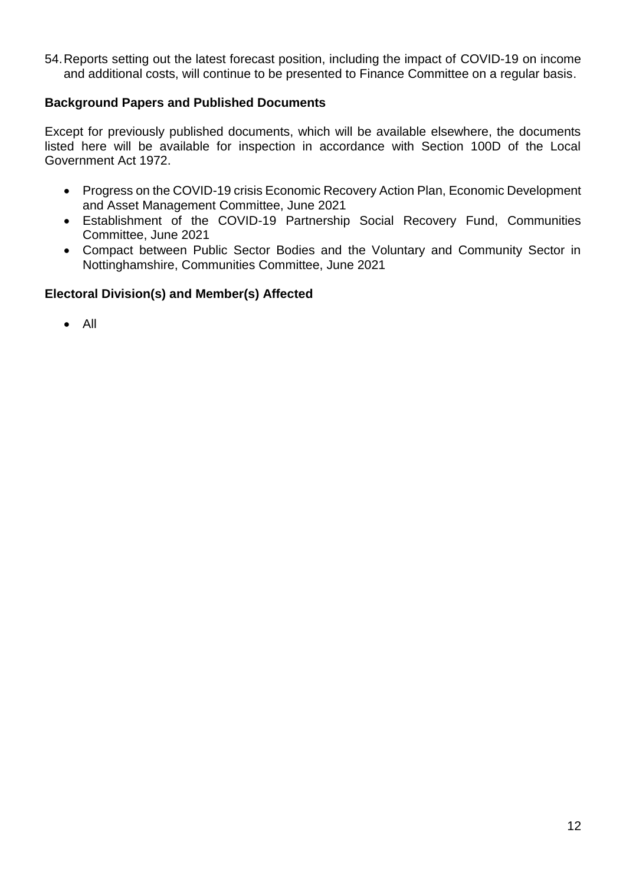54. Reports setting out the latest forecast position, including the impact of COVID-19 on income and additional costs, will continue to be presented to Finance Committee on a regular basis.

**Background Papers and Published Documents**

Except for previously published documents, which will be available elsewhere, the documents listed here will be available for inspection in accordance with Section 100D of the Local Government Act 1972.

- Progress on the COVID-19 crisis Economic Recovery Action Plan, Economic Development and Asset Management Committee, June 2021
- Establishment of the COVID-19 Partnership Social Recovery Fund, Communities Committee, June 2021
- Compact between Public Sector Bodies and the Voluntary and Community Sector in Nottinghamshire, Communities Committee, June 2021

**Electoral Division(s) and Member(s) Affected**

- All